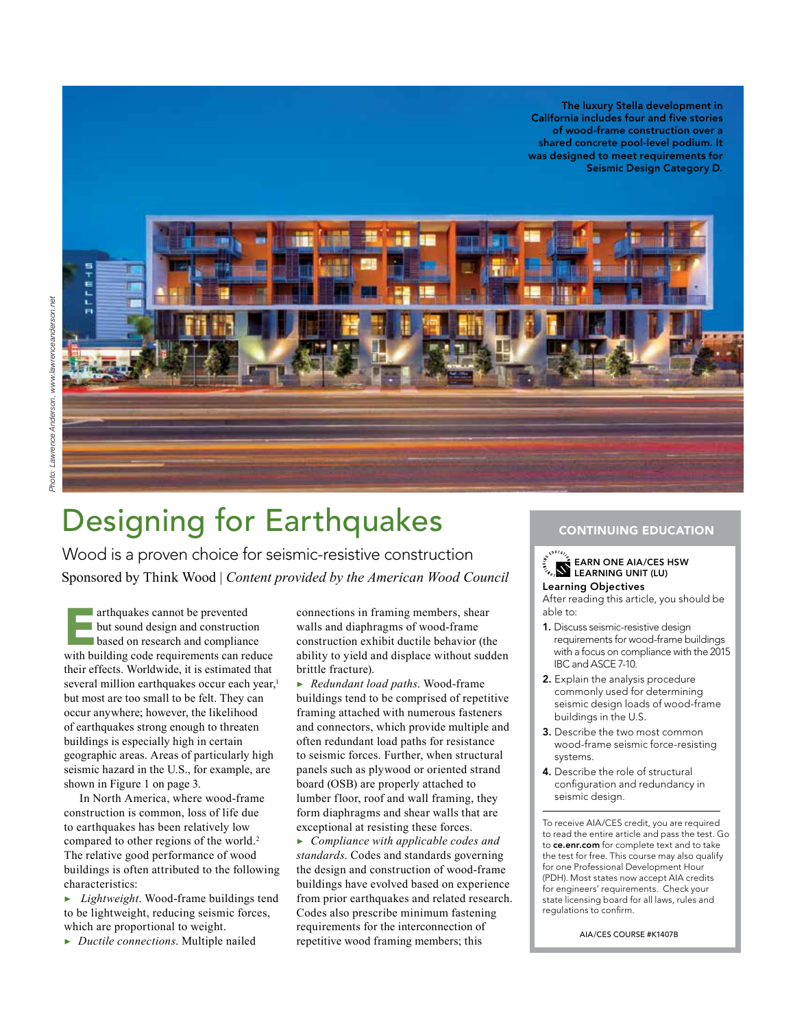The luxury Stella development in California includes four and five stories of wood-frame construction over a shared concrete pool-level podium. It was designed to meet requirements for Seismic Design Category D.

Photo: Lawrence Anderson, www.lawrenceanderson.net

# Designing for Earthquakes

## Wood is a proven choice for seismic-resistive construction

Sponsored by Think Wood | *Content provided by the American Wood Council*

Earthquakes cannot be prevented but sound design and construction based on research and compliance with building code requirements can reduce their effects. Worldwide, it is estimated that several million earthquakes occur each year,[1] but most are too small to be felt. They can occur anywhere; however, the likelihood of earthquakes strong enough to threaten buildings is especially high in certain geographic areas. Areas of particularly high seismic hazard in the U.S., for example, are shown in Figure 1 on page 3.

In North America, where wood-frame construction is common, loss of life due to earthquakes has been relatively low compared to other regions of the world.[2] The relative good performance of wood buildings is often attributed to the following characteristics:

- *Lightweight.* Wood-frame buildings tend to be lightweight, reducing seismic forces, which are proportional to weight.
- *Ductile connections.* Multiple nailed connections in framing members, shear walls and diaphragms of wood-frame construction exhibit ductile behavior (the ability to yield and displace without sudden brittle fracture).
- *Redundant load paths.* Wood-frame buildings tend to be comprised of repetitive framing attached with numerous fasteners and connectors, which provide multiple and often redundant load paths for resistance to seismic forces. Further, when structural panels such as plywood or oriented strand board (OSB) are properly attached to lumber floor, roof and wall framing, they form diaphragms and shear walls that are exceptional at resisting these forces.
- *Compliance with applicable codes and standards.* Codes and standards governing the design and construction of wood-frame buildings have evolved based on experience from prior earthquakes and related research. Codes also prescribe minimum fastening requirements for the interconnection of repetitive wood framing members; this

---

**CONTINUING EDUCATION**

**EARN ONE AIA/CES HSW LEARNING UNIT (LU)**

**Learning Objectives**

After reading this article, you should be able to:

1. Discuss seismic-resistive design requirements for wood-frame buildings with a focus on compliance with the 2015 IBC and ASCE 7-10.
2. Explain the analysis procedure commonly used for determining seismic design loads of wood-frame buildings in the U.S.
3. Describe the two most common wood-frame seismic force-resisting systems.
4. Describe the role of structural configuration and redundancy in seismic design.

To receive AIA/CES credit, you are required to read the entire article and pass the test. Go to **ce.enr.com** for complete text and to take the test for free. This course may also qualify for one Professional Development Hour (PDH). Most states now accept AIA credits for engineers' requirements. Check your state licensing board for all laws, rules and regulations to confirm.

AIA/CES COURSE #K1407B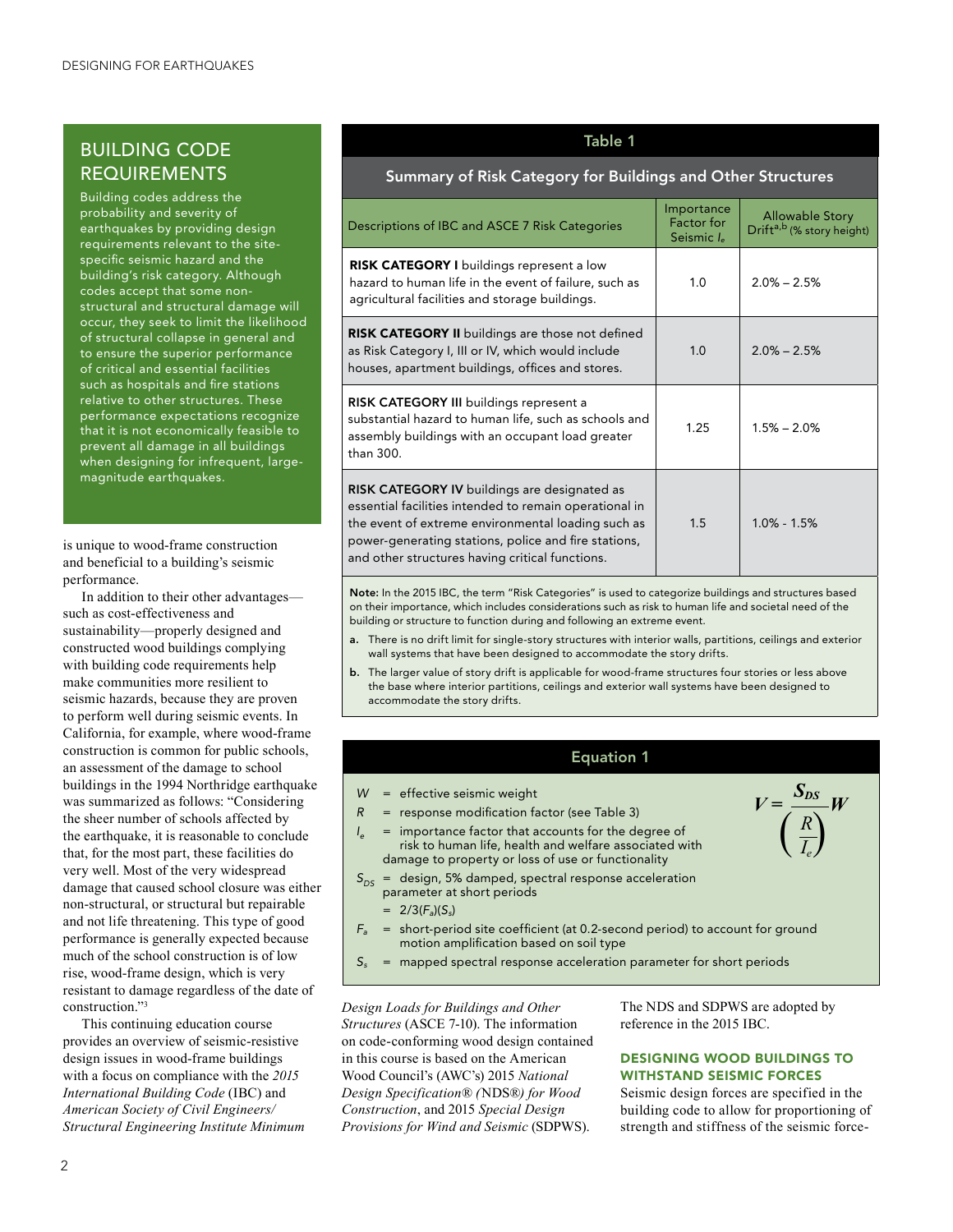## BUILDING CODE REQUIREMENTS

Building codes address the probability and severity of earthquakes by providing design requirements relevant to the site-specific seismic hazard and the building's risk category. Although codes accept that some non-structural and structural damage will occur, they seek to limit the likelihood of structural collapse in general and to ensure the superior performance of critical and essential facilities such as hospitals and fire stations relative to other structures. These performance expectations recognize that it is not economically feasible to prevent all damage in all buildings when designing for infrequent, large-magnitude earthquakes.

is unique to wood-frame construction and beneficial to a building's seismic performance.

In addition to their other advantages—such as cost-effectiveness and sustainability—properly designed and constructed wood buildings complying with building code requirements help make communities more resilient to seismic hazards, because they are proven to perform well during seismic events. In California, for example, where wood-frame construction is common for public schools, an assessment of the damage to school buildings in the 1994 Northridge earthquake was summarized as follows: "Considering the sheer number of schools affected by the earthquake, it is reasonable to conclude that, for the most part, these facilities do very well. Most of the very widespread damage that caused school closure was either non-structural, or structural but repairable and not life threatening. This type of good performance is generally expected because much of the school construction is of low rise, wood-frame design, which is very resistant to damage regardless of the date of construction."[3]

This continuing education course provides an overview of seismic-resistive design issues in wood-frame buildings with a focus on compliance with the *2015 International Building Code* (IBC) and *American Society of Civil Engineers/Structural Engineering Institute Minimum Design Loads for Buildings and Other Structures* (ASCE 7-10). The information on code-conforming wood design contained in this course is based on the American Wood Council's (AWC's) 2015 *National Design Specification® (*NDS®*) for Wood Construction*, and 2015 *Special Design Provisions for Wind and Seismic* (SDPWS). The NDS and SDPWS are adopted by reference in the 2015 IBC.

**Table 1**

**Summary of Risk Category for Buildings and Other Structures**

| Descriptions of IBC and ASCE 7 Risk Categories | Importance Factor for Seismic $I_e$ | Allowable Story Drift[a,b] (% story height) |
|---|---|---|
| **RISK CATEGORY I** buildings represent a low hazard to human life in the event of failure, such as agricultural facilities and storage buildings. | 1.0 | 2.0% – 2.5% |
| **RISK CATEGORY II** buildings are those not defined as Risk Category I, III or IV, which would include houses, apartment buildings, offices and stores. | 1.0 | 2.0% – 2.5% |
| **RISK CATEGORY III** buildings represent a substantial hazard to human life, such as schools and assembly buildings with an occupant load greater than 300. | 1.25 | 1.5% – 2.0% |
| **RISK CATEGORY IV** buildings are designated as essential facilities intended to remain operational in the event of extreme environmental loading such as power-generating stations, police and fire stations, and other structures having critical functions. | 1.5 | 1.0% - 1.5% |

**Note:** In the 2015 IBC, the term "Risk Categories" is used to categorize buildings and structures based on their importance, which includes considerations such as risk to human life and societal need of the building or structure to function during and following an extreme event.

a. There is no drift limit for single-story structures with interior walls, partitions, ceilings and exterior wall systems that have been designed to accommodate the story drifts.

b. The larger value of story drift is applicable for wood-frame structures four stories or less above the base where interior partitions, ceilings and exterior wall systems have been designed to accommodate the story drifts.

**Equation 1**

$$V = \frac{S_{DS}}{\left(\frac{R}{I_e}\right)} W$$

- $W$ = effective seismic weight
- $R$ = response modification factor (see Table 3)
- $I_e$ = importance factor that accounts for the degree of risk to human life, health and welfare associated with damage to property or loss of use or functionality
- $S_{DS}$ = design, 5% damped, spectral response acceleration parameter at short periods = $2/3(F_a)(S_s)$
- $F_a$ = short-period site coefficient (at 0.2-second period) to account for ground motion amplification based on soil type
- $S_s$ = mapped spectral response acceleration parameter for short periods

### DESIGNING WOOD BUILDINGS TO WITHSTAND SEISMIC FORCES

Seismic design forces are specified in the building code to allow for proportioning of strength and stiffness of the seismic force-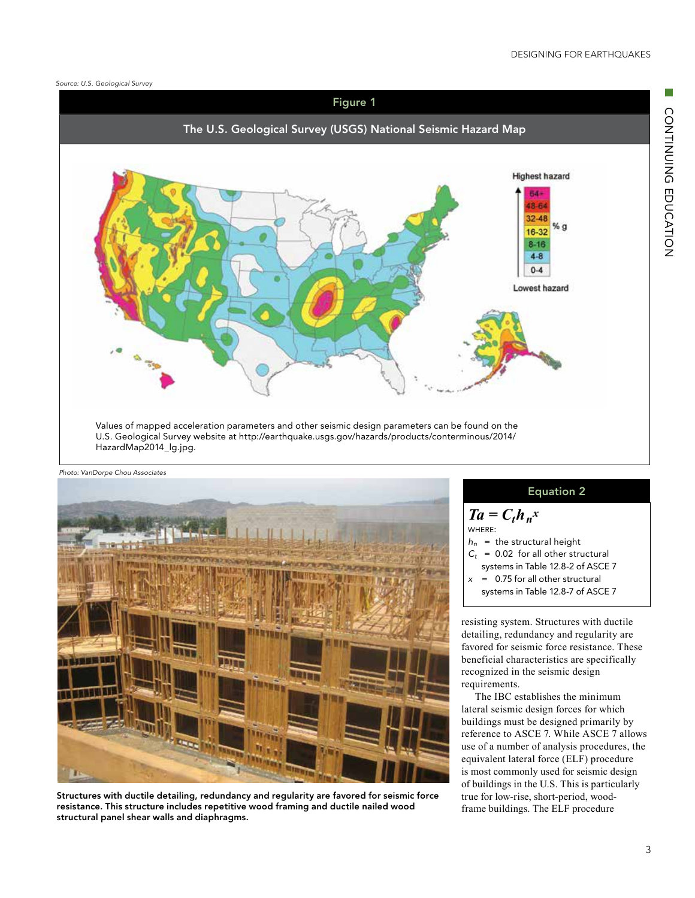Source: U.S. Geological Survey

**Figure 1**

**The U.S. Geological Survey (USGS) National Seismic Hazard Map**

Values of mapped acceleration parameters and other seismic design parameters can be found on the U.S. Geological Survey website at http://earthquake.usgs.gov/hazards/products/conterminous/2014/HazardMap2014_lg.jpg.

Photo: VanDorpe Chou Associates

**Structures with ductile detailing, redundancy and regularity are favored for seismic force resistance. This structure includes repetitive wood framing and ductile nailed wood structural panel shear walls and diaphragms.**

**Equation 2**

$$T_a = C_t h_n^x$$

WHERE:

$h_n$ = the structural height

$C_t$ = 0.02 for all other structural systems in Table 12.8-2 of ASCE 7

$x$ = 0.75 for all other structural systems in Table 12.8-7 of ASCE 7

resisting system. Structures with ductile detailing, redundancy and regularity are favored for seismic force resistance. These beneficial characteristics are specifically recognized in the seismic design requirements.

The IBC establishes the minimum lateral seismic design forces for which buildings must be designed primarily by reference to ASCE 7. While ASCE 7 allows use of a number of analysis procedures, the equivalent lateral force (ELF) procedure is most commonly used for seismic design of buildings in the U.S. This is particularly true for low-rise, short-period, wood-frame buildings. The ELF procedure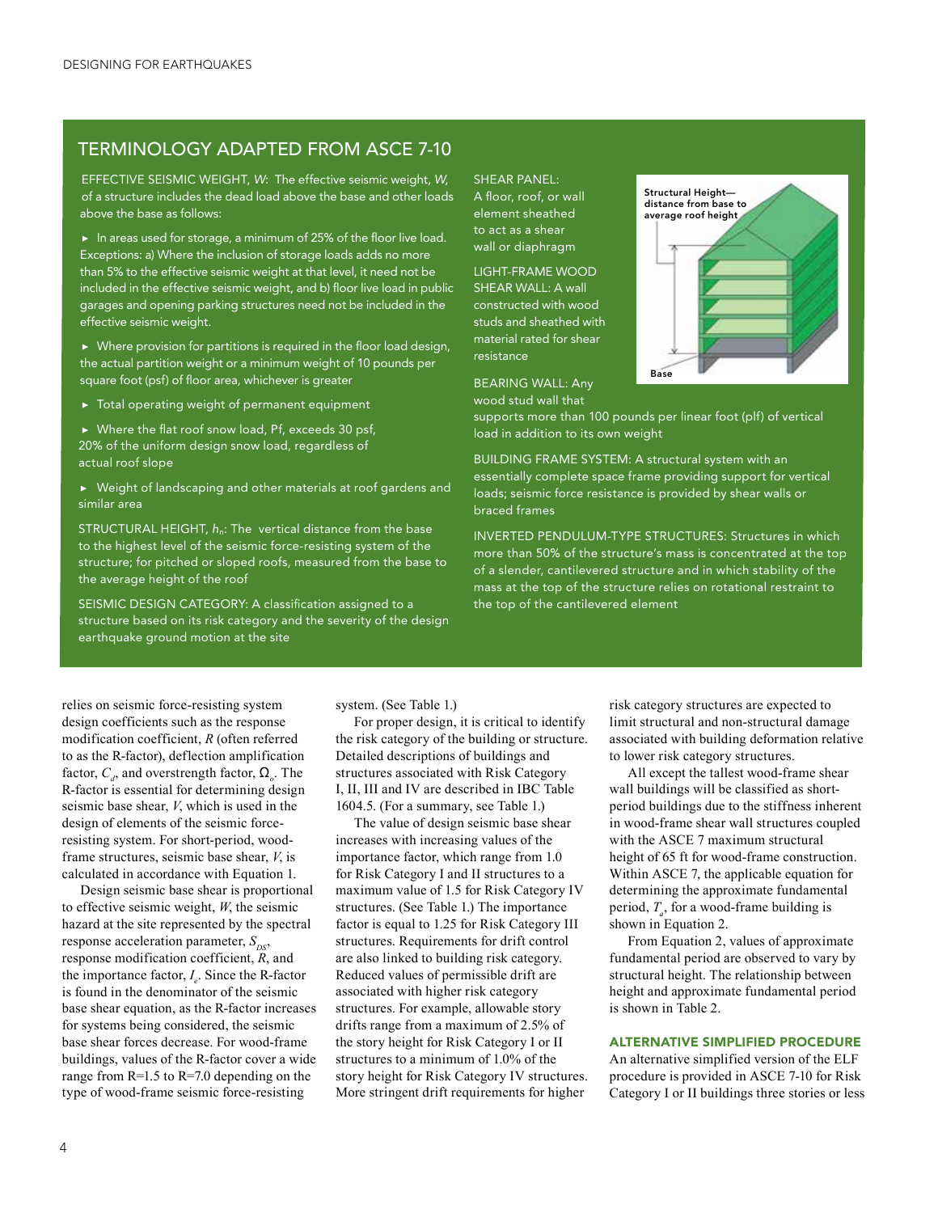## TERMINOLOGY ADAPTED FROM ASCE 7-10

EFFECTIVE SEISMIC WEIGHT, *W*: The effective seismic weight, *W*, of a structure includes the dead load above the base and other loads above the base as follows:

- In areas used for storage, a minimum of 25% of the floor live load. Exceptions: a) Where the inclusion of storage loads adds no more than 5% to the effective seismic weight at that level, it need not be included in the effective seismic weight, and b) floor live load in public garages and opening parking structures need not be included in the effective seismic weight.
- Where provision for partitions is required in the floor load design, the actual partition weight or a minimum weight of 10 pounds per square foot (psf) of floor area, whichever is greater
- Total operating weight of permanent equipment
- Where the flat roof snow load, Pf, exceeds 30 psf, 20% of the uniform design snow load, regardless of actual roof slope
- Weight of landscaping and other materials at roof gardens and similar area

STRUCTURAL HEIGHT, $h_n$: The vertical distance from the base to the highest level of the seismic force-resisting system of the structure; for pitched or sloped roofs, measured from the base to the average height of the roof

SEISMIC DESIGN CATEGORY: A classification assigned to a structure based on its risk category and the severity of the design earthquake ground motion at the site

SHEAR PANEL: A floor, roof, or wall element sheathed to act as a shear wall or diaphragm

LIGHT-FRAME WOOD SHEAR WALL: A wall constructed with wood studs and sheathed with material rated for shear resistance

Structural Height—distance from base to average roof height

Base

BEARING WALL: Any wood stud wall that supports more than 100 pounds per linear foot (plf) of vertical load in addition to its own weight

BUILDING FRAME SYSTEM: A structural system with an essentially complete space frame providing support for vertical loads; seismic force resistance is provided by shear walls or braced frames

INVERTED PENDULUM-TYPE STRUCTURES: Structures in which more than 50% of the structure's mass is concentrated at the top of a slender, cantilevered structure and in which stability of the mass at the top of the structure relies on rotational restraint to the top of the cantilevered element

relies on seismic force-resisting system design coefficients such as the response modification coefficient, *R* (often referred to as the R-factor), deflection amplification factor, $C_d$, and overstrength factor, $\Omega_o$. The R-factor is essential for determining design seismic base shear, *V*, which is used in the design of elements of the seismic force-resisting system. For short-period, wood-frame structures, seismic base shear, *V*, is calculated in accordance with Equation 1.

Design seismic base shear is proportional to effective seismic weight, *W*, the seismic hazard at the site represented by the spectral response acceleration parameter, $S_{DS}$, response modification coefficient, *R*, and the importance factor, $I_e$. Since the R-factor is found in the denominator of the seismic base shear equation, as the R-factor increases for systems being considered, the seismic base shear forces decrease. For wood-frame buildings, values of the R-factor cover a wide range from R=1.5 to R=7.0 depending on the type of wood-frame seismic force-resisting system. (See Table 1.)

For proper design, it is critical to identify the risk category of the building or structure. Detailed descriptions of buildings and structures associated with Risk Category I, II, III and IV are described in IBC Table 1604.5. (For a summary, see Table 1.)

The value of design seismic base shear increases with increasing values of the importance factor, which range from 1.0 for Risk Category I and II structures to a maximum value of 1.5 for Risk Category IV structures. (See Table 1.) The importance factor is equal to 1.25 for Risk Category III structures. Requirements for drift control are also linked to building risk category. Reduced values of permissible drift are associated with higher risk category structures. For example, allowable story drifts range from a maximum of 2.5% of the story height for Risk Category I or II structures to a minimum of 1.0% of the story height for Risk Category IV structures. More stringent drift requirements for higher risk category structures are expected to limit structural and non-structural damage associated with building deformation relative to lower risk category structures.

All except the tallest wood-frame shear wall buildings will be classified as short-period buildings due to the stiffness inherent in wood-frame shear wall structures coupled with the ASCE 7 maximum structural height of 65 ft for wood-frame construction. Within ASCE 7, the applicable equation for determining the approximate fundamental period, $T_a$, for a wood-frame building is shown in Equation 2.

From Equation 2, values of approximate fundamental period are observed to vary by structural height. The relationship between height and approximate fundamental period is shown in Table 2.

### ALTERNATIVE SIMPLIFIED PROCEDURE

An alternative simplified version of the ELF procedure is provided in ASCE 7-10 for Risk Category I or II buildings three stories or less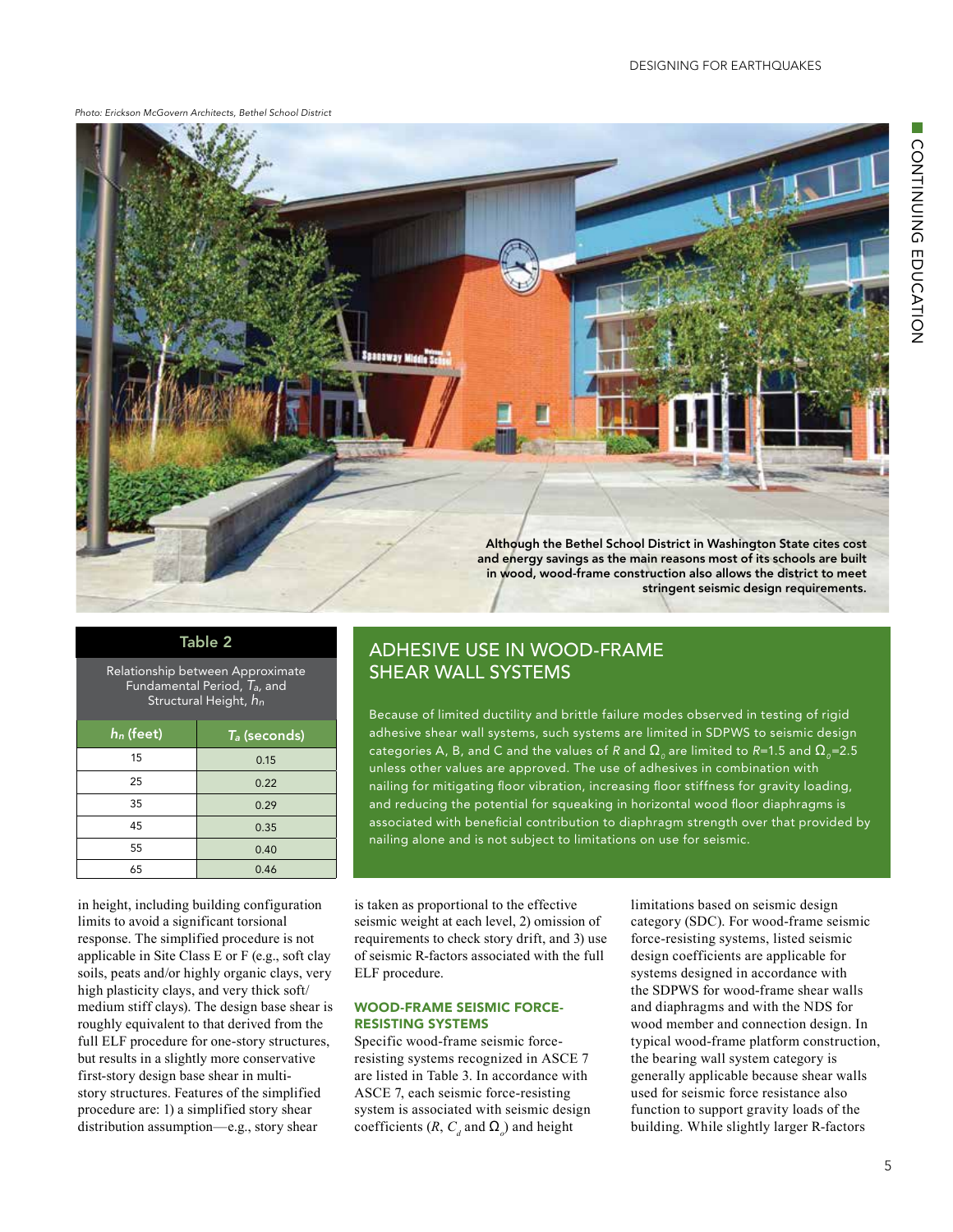Photo: Erickson McGovern Architects, Bethel School District

Although the Bethel School District in Washington State cites cost and energy savings as the main reasons most of its schools are built in wood, wood-frame construction also allows the district to meet stringent seismic design requirements.

**Table 2**

Relationship between Approximate Fundamental Period, $T_a$, and Structural Height, $h_n$

| $h_n$ (feet) | $T_a$ (seconds) |
|---|---|
| 15 | 0.15 |
| 25 | 0.22 |
| 35 | 0.29 |
| 45 | 0.35 |
| 55 | 0.40 |
| 65 | 0.46 |

## ADHESIVE USE IN WOOD-FRAME SHEAR WALL SYSTEMS

Because of limited ductility and brittle failure modes observed in testing of rigid adhesive shear wall systems, such systems are limited in SDPWS to seismic design categories A, B, and C and the values of $R$ and $\Omega_0$ are limited to $R$=1.5 and $\Omega_0$=2.5 unless other values are approved. The use of adhesives in combination with nailing for mitigating floor vibration, increasing floor stiffness for gravity loading, and reducing the potential for squeaking in horizontal wood floor diaphragms is associated with beneficial contribution to diaphragm strength over that provided by nailing alone and is not subject to limitations on use for seismic.

in height, including building configuration limits to avoid a significant torsional response. The simplified procedure is not applicable in Site Class E or F (e.g., soft clay soils, peats and/or highly organic clays, very high plasticity clays, and very thick soft/medium stiff clays). The design base shear is roughly equivalent to that derived from the full ELF procedure for one-story structures, but results in a slightly more conservative first-story design base shear in multi-story structures. Features of the simplified procedure are: 1) a simplified story shear distribution assumption—e.g., story shear is taken as proportional to the effective seismic weight at each level, 2) omission of requirements to check story drift, and 3) use of seismic R-factors associated with the full ELF procedure.

### WOOD-FRAME SEISMIC FORCE-RESISTING SYSTEMS

Specific wood-frame seismic force-resisting systems recognized in ASCE 7 are listed in Table 3. In accordance with ASCE 7, each seismic force-resisting system is associated with seismic design coefficients ($R$, $C_d$ and $\Omega_o$) and height limitations based on seismic design category (SDC). For wood-frame seismic force-resisting systems, listed seismic design coefficients are applicable for systems designed in accordance with the SDPWS for wood-frame shear walls and diaphragms and with the NDS for wood member and connection design. In typical wood-frame platform construction, the bearing wall system category is generally applicable because shear walls used for seismic force resistance also function to support gravity loads of the building. While slightly larger R-factors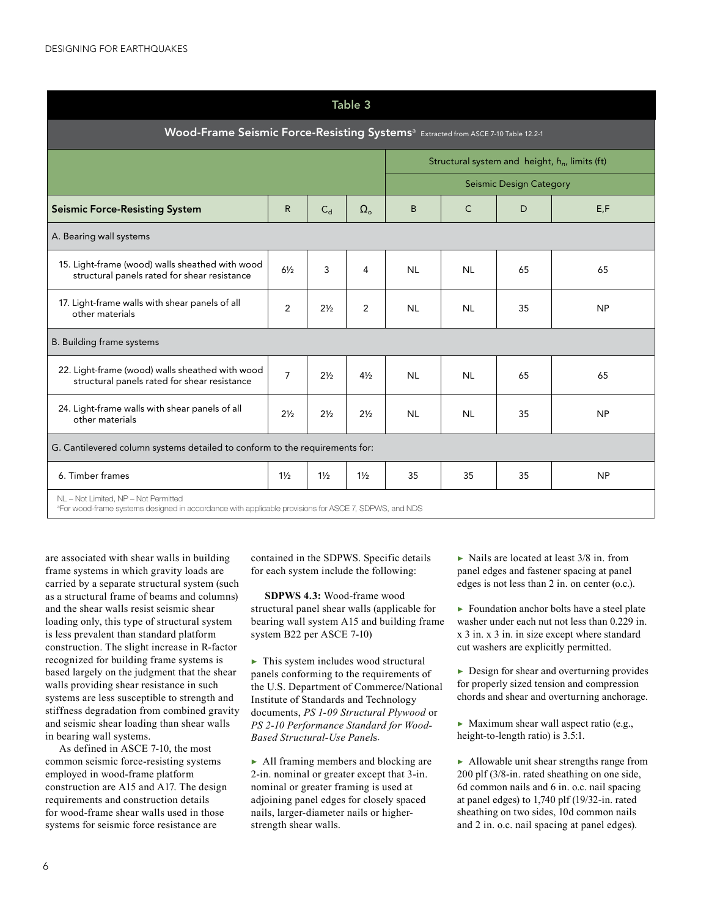**Table 3**

**Wood-Frame Seismic Force-Resisting Systems**[a] Extracted from ASCE 7-10 Table 12.2-1

| Seismic Force-Resisting System | R | $C_d$ | $\Omega_o$ | Structural system and height, $h_n$, limits (ft) — Seismic Design Category B | C | D | E,F |
|---|---|---|---|---|---|---|---|
| **A. Bearing wall systems** | | | | | | | |
| 15. Light-frame (wood) walls sheathed with wood structural panels rated for shear resistance | 6½ | 3 | 4 | NL | NL | 65 | 65 |
| 17. Light-frame walls with shear panels of all other materials | 2 | 2½ | 2 | NL | NL | 35 | NP |
| **B. Building frame systems** | | | | | | | |
| 22. Light-frame (wood) walls sheathed with wood structural panels rated for shear resistance | 7 | 2½ | 4½ | NL | NL | 65 | 65 |
| 24. Light-frame walls with shear panels of all other materials | 2½ | 2½ | 2½ | NL | NL | 35 | NP |
| **G. Cantilevered column systems detailed to conform to the requirements for:** | | | | | | | |
| 6. Timber frames | 1½ | 1½ | 1½ | 35 | 35 | 35 | NP |

NL – Not Limited, NP – Not Permitted

[a]For wood-frame systems designed in accordance with applicable provisions for ASCE 7, SDPWS, and NDS

are associated with shear walls in building frame systems in which gravity loads are carried by a separate structural system (such as a structural frame of beams and columns) and the shear walls resist seismic shear loading only, this type of structural system is less prevalent than standard platform construction. The slight increase in R-factor recognized for building frame systems is based largely on the judgment that the shear walls providing shear resistance in such systems are less susceptible to strength and stiffness degradation from combined gravity and seismic shear loading than shear walls in bearing wall systems.

As defined in ASCE 7-10, the most common seismic force-resisting systems employed in wood-frame platform construction are A15 and A17. The design requirements and construction details for wood-frame shear walls used in those systems for seismic force resistance are contained in the SDPWS. Specific details for each system include the following:

**SDPWS 4.3:** Wood-frame wood structural panel shear walls (applicable for bearing wall system A15 and building frame system B22 per ASCE 7-10)

- This system includes wood structural panels conforming to the requirements of the U.S. Department of Commerce/National Institute of Standards and Technology documents, *PS 1-09 Structural Plywood* or *PS 2-10 Performance Standard for Wood-Based Structural-Use Panel*s.
- All framing members and blocking are 2-in. nominal or greater except that 3-in. nominal or greater framing is used at adjoining panel edges for closely spaced nails, larger-diameter nails or higher-strength shear walls.
- Nails are located at least 3/8 in. from panel edges and fastener spacing at panel edges is not less than 2 in. on center (o.c.).
- Foundation anchor bolts have a steel plate washer under each nut not less than 0.229 in. x 3 in. x 3 in. in size except where standard cut washers are explicitly permitted.
- Design for shear and overturning provides for properly sized tension and compression chords and shear and overturning anchorage.
- Maximum shear wall aspect ratio (e.g., height-to-length ratio) is 3.5:1.
- Allowable unit shear strengths range from 200 plf (3/8-in. rated sheathing on one side, 6d common nails and 6 in. o.c. nail spacing at panel edges) to 1,740 plf (19/32-in. rated sheathing on two sides, 10d common nails and 2 in. o.c. nail spacing at panel edges).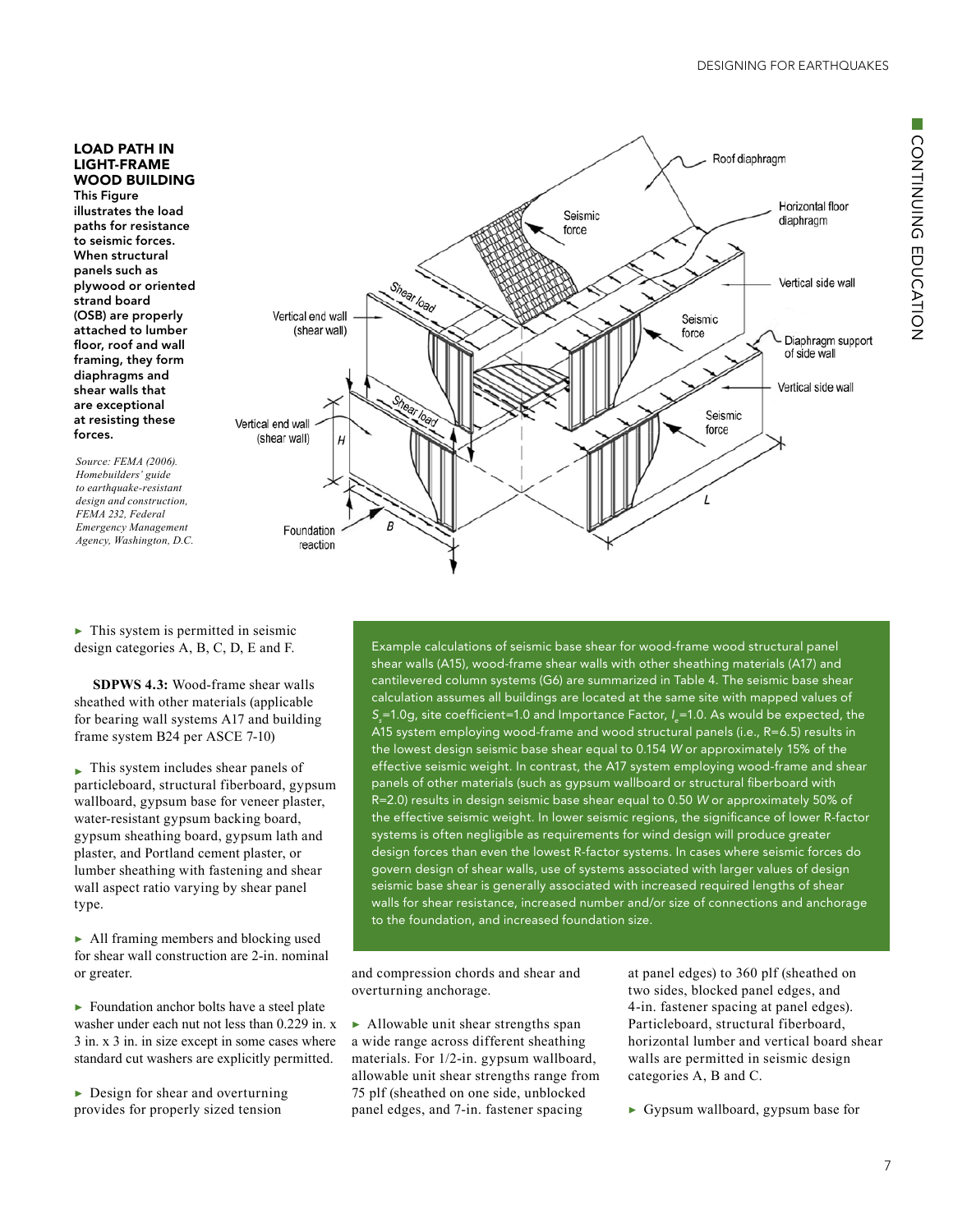**LOAD PATH IN LIGHT-FRAME WOOD BUILDING**

**This Figure illustrates the load paths for resistance to seismic forces. When structural panels such as plywood or oriented strand board (OSB) are properly attached to lumber floor, roof and wall framing, they form diaphragms and shear walls that are exceptional at resisting these forces.**

*Source: FEMA (2006). Homebuilders' guide to earthquake-resistant design and construction, FEMA 232, Federal Emergency Management Agency, Washington, D.C.*

- This system is permitted in seismic design categories A, B, C, D, E and F.

**SDPWS 4.3:** Wood-frame shear walls sheathed with other materials (applicable for bearing wall systems A17 and building frame system B24 per ASCE 7-10)

- This system includes shear panels of particleboard, structural fiberboard, gypsum wallboard, gypsum base for veneer plaster, water-resistant gypsum backing board, gypsum sheathing board, gypsum lath and plaster, and Portland cement plaster, or lumber sheathing with fastening and shear wall aspect ratio varying by shear panel type.

- All framing members and blocking used for shear wall construction are 2-in. nominal or greater.

- Foundation anchor bolts have a steel plate washer under each nut not less than 0.229 in. x 3 in. x 3 in. in size except in some cases where standard cut washers are explicitly permitted.

- Design for shear and overturning provides for properly sized tension and compression chords and shear and overturning anchorage.

- Allowable unit shear strengths span a wide range across different sheathing materials. For 1/2-in. gypsum wallboard, allowable unit shear strengths range from 75 plf (sheathed on one side, unblocked panel edges, and 7-in. fastener spacing at panel edges) to 360 plf (sheathed on two sides, blocked panel edges, and 4-in. fastener spacing at panel edges). Particleboard, structural fiberboard, horizontal lumber and vertical board shear walls are permitted in seismic design categories A, B and C.

- Gypsum wallboard, gypsum base for

Example calculations of seismic base shear for wood-frame wood structural panel shear walls (A15), wood-frame shear walls with other sheathing materials (A17) and cantilevered column systems (G6) are summarized in Table 4. The seismic base shear calculation assumes all buildings are located at the same site with mapped values of $S_s$=1.0g, site coefficient=1.0 and Importance Factor, $I_e$=1.0. As would be expected, the A15 system employing wood-frame and wood structural panels (i.e., R=6.5) results in the lowest design seismic base shear equal to 0.154 *W* or approximately 15% of the effective seismic weight. In contrast, the A17 system employing wood-frame and shear panels of other materials (such as gypsum wallboard or structural fiberboard with R=2.0) results in design seismic base shear equal to 0.50 *W* or approximately 50% of the effective seismic weight. In lower seismic regions, the significance of lower R-factor systems is often negligible as requirements for wind design will produce greater design forces than even the lowest R-factor systems. In cases where seismic forces do govern design of shear walls, use of systems associated with larger values of design seismic base shear is generally associated with increased required lengths of shear walls for shear resistance, increased number and/or size of connections and anchorage to the foundation, and increased foundation size.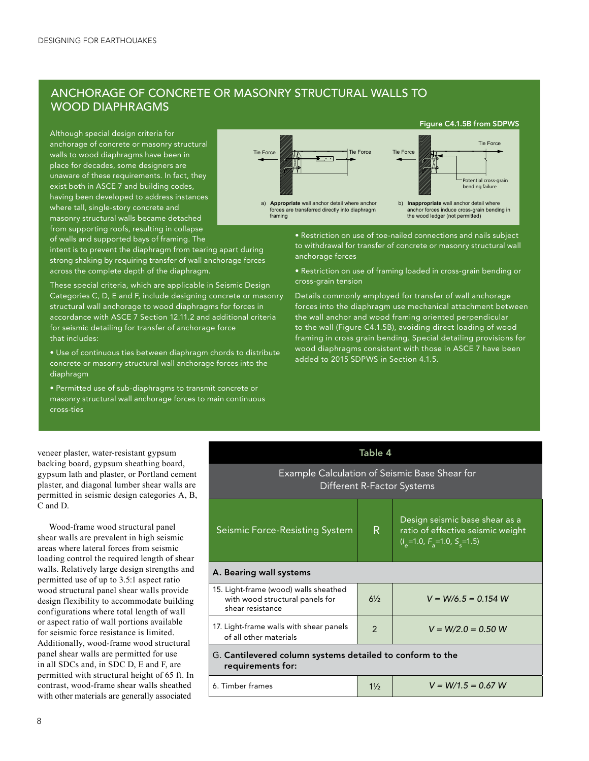## ANCHORAGE OF CONCRETE OR MASONRY STRUCTURAL WALLS TO WOOD DIAPHRAGMS

Although special design criteria for anchorage of concrete or masonry structural walls to wood diaphragms have been in place for decades, some designers are unaware of these requirements. In fact, they exist both in ASCE 7 and building codes, having been developed to address instances where tall, single-story concrete and masonry structural walls became detached from supporting roofs, resulting in collapse of walls and supported bays of framing. The intent is to prevent the diaphragm from tearing apart during strong shaking by requiring transfer of wall anchorage forces across the complete depth of the diaphragm.

These special criteria, which are applicable in Seismic Design Categories C, D, E and F, include designing concrete or masonry structural wall anchorage to wood diaphragms for forces in accordance with ASCE 7 Section 12.11.2 and additional criteria for seismic detailing for transfer of anchorage force that includes:

- Use of continuous ties between diaphragm chords to distribute concrete or masonry structural wall anchorage forces into the diaphragm
- Permitted use of sub-diaphragms to transmit concrete or masonry structural wall anchorage forces to main continuous cross-ties
- Restriction on use of toe-nailed connections and nails subject to withdrawal for transfer of concrete or masonry structural wall anchorage forces
- Restriction on use of framing loaded in cross-grain bending or cross-grain tension

Details commonly employed for transfer of wall anchorage forces into the diaphragm use mechanical attachment between the wall anchor and wood framing oriented perpendicular to the wall (Figure C4.1.5B), avoiding direct loading of wood framing in cross grain bending. Special detailing provisions for wood diaphragms consistent with those in ASCE 7 have been added to 2015 SDPWS in Section 4.1.5.

**Figure C4.1.5B from SDPWS**

Tie Force | Tie Force | Tie Force | Tie Force | Potential cross-grain bending failure

a) **Appropriate** wall anchor detail where anchor forces are transferred directly into diaphragm framing

b) **Inappropriate** wall anchor detail where anchor forces induce cross-grain bending in the wood ledger (not permitted)

veneer plaster, water-resistant gypsum backing board, gypsum sheathing board, gypsum lath and plaster, or Portland cement plaster, and diagonal lumber shear walls are permitted in seismic design categories A, B, C and D.

Wood-frame wood structural panel shear walls are prevalent in high seismic areas where lateral forces from seismic loading control the required length of shear walls. Relatively large design strengths and permitted use of up to 3.5:1 aspect ratio wood structural panel shear walls provide design flexibility to accommodate building configurations where total length of wall or aspect ratio of wall portions available for seismic force resistance is limited. Additionally, wood-frame wood structural panel shear walls are permitted for use in all SDCs and, in SDC D, E and F, are permitted with structural height of 65 ft. In contrast, wood-frame shear walls sheathed with other materials are generally associated

**Table 4**

Example Calculation of Seismic Base Shear for Different R-Factor Systems

| Seismic Force-Resisting System | R | Design seismic base shear as a ratio of effective seismic weight ($I_e$=1.0, $F_a$=1.0, $S_s$=1.5) |
|---|---|---|
| **A. Bearing wall systems** | | |
| 15. Light-frame (wood) walls sheathed with wood structural panels for shear resistance | 6½ | $V = W/6.5 = 0.154\,W$ |
| 17. Light-frame walls with shear panels of all other materials | 2 | $V = W/2.0 = 0.50\,W$ |
| G. **Cantilevered column systems detailed to conform to the requirements for:** | | |
| 6. Timber frames | 1½ | $V = W/1.5 = 0.67\,W$ |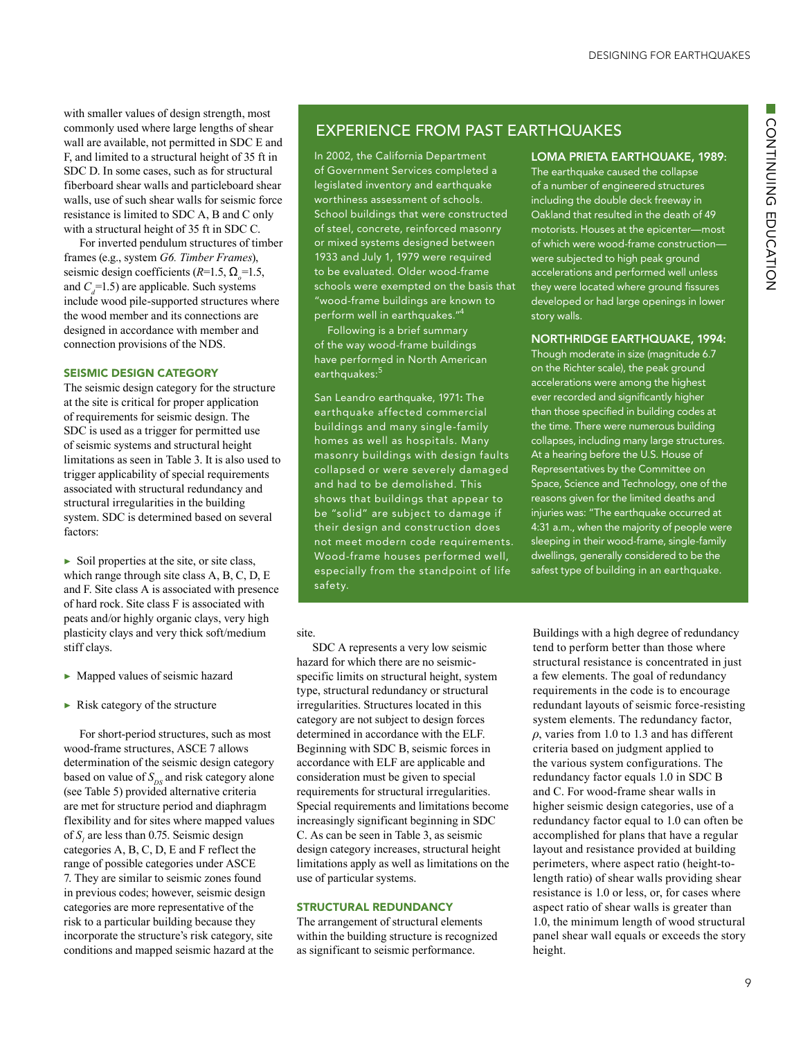with smaller values of design strength, most commonly used where large lengths of shear wall are available, not permitted in SDC E and F, and limited to a structural height of 35 ft in SDC D. In some cases, such as for structural fiberboard shear walls and particleboard shear walls, use of such shear walls for seismic force resistance is limited to SDC A, B and C only with a structural height of 35 ft in SDC C.

For inverted pendulum structures of timber frames (e.g., system *G6. Timber Frames*), seismic design coefficients ($R$=1.5, $\Omega_o$=1.5, and $C_d$=1.5) are applicable. Such systems include wood pile-supported structures where the wood member and its connections are designed in accordance with member and connection provisions of the NDS.

### SEISMIC DESIGN CATEGORY

The seismic design category for the structure at the site is critical for proper application of requirements for seismic design. The SDC is used as a trigger for permitted use of seismic systems and structural height limitations as seen in Table 3. It is also used to trigger applicability of special requirements associated with structural redundancy and structural irregularities in the building system. SDC is determined based on several factors:

- Soil properties at the site, or site class, which range through site class A, B, C, D, E and F. Site class A is associated with presence of hard rock. Site class F is associated with peats and/or highly organic clays, very high plasticity clays and very thick soft/medium stiff clays.
- Mapped values of seismic hazard
- Risk category of the structure

For short-period structures, such as most wood-frame structures, ASCE 7 allows determination of the seismic design category based on value of $S_{DS}$ and risk category alone (see Table 5) provided alternative criteria are met for structure period and diaphragm flexibility and for sites where mapped values of $S_l$ are less than 0.75. Seismic design categories A, B, C, D, E and F reflect the range of possible categories under ASCE 7. They are similar to seismic zones found in previous codes; however, seismic design categories are more representative of the risk to a particular building because they incorporate the structure's risk category, site conditions and mapped seismic hazard at the site.

SDC A represents a very low seismic hazard for which there are no seismic-specific limits on structural height, system type, structural redundancy or structural irregularities. Structures located in this category are not subject to design forces determined in accordance with the ELF. Beginning with SDC B, seismic forces in accordance with ELF are applicable and consideration must be given to special requirements for structural irregularities. Special requirements and limitations become increasingly significant beginning in SDC C. As can be seen in Table 3, as seismic design category increases, structural height limitations apply as well as limitations on the use of particular systems.

### STRUCTURAL REDUNDANCY

The arrangement of structural elements within the building structure is recognized as significant to seismic performance. Buildings with a high degree of redundancy tend to perform better than those where structural resistance is concentrated in just a few elements. The goal of redundancy requirements in the code is to encourage redundant layouts of seismic force-resisting system elements. The redundancy factor, $\rho$, varies from 1.0 to 1.3 and has different criteria based on judgment applied to the various system configurations. The redundancy factor equals 1.0 in SDC B and C. For wood-frame shear walls in higher seismic design categories, use of a redundancy factor equal to 1.0 can often be accomplished for plans that have a regular layout and resistance provided at building perimeters, where aspect ratio (height-to-length ratio) of shear walls providing shear resistance is 1.0 or less, or, for cases where aspect ratio of shear walls is greater than 1.0, the minimum length of wood structural panel shear wall equals or exceeds the story height.

## EXPERIENCE FROM PAST EARTHQUAKES

In 2002, the California Department of Government Services completed a legislated inventory and earthquake worthiness assessment of schools. School buildings that were constructed of steel, concrete, reinforced masonry or mixed systems designed between 1933 and July 1, 1979 were required to be evaluated. Older wood-frame schools were exempted on the basis that "wood-frame buildings are known to perform well in earthquakes."[4]

Following is a brief summary of the way wood-frame buildings have performed in North American earthquakes:[5]

San Leandro earthquake, 1971: The earthquake affected commercial buildings and many single-family homes as well as hospitals. Many masonry buildings with design faults collapsed or were severely damaged and had to be demolished. This shows that buildings that appear to be "solid" are subject to damage if their design and construction does not meet modern code requirements. Wood-frame houses performed well, especially from the standpoint of life safety.

**LOMA PRIETA EARTHQUAKE, 1989:** The earthquake caused the collapse of a number of engineered structures including the double deck freeway in Oakland that resulted in the death of 49 motorists. Houses at the epicenter—most of which were wood-frame construction—were subjected to high peak ground accelerations and performed well unless they were located where ground fissures developed or had large openings in lower story walls.

**NORTHRIDGE EARTHQUAKE, 1994:** Though moderate in size (magnitude 6.7 on the Richter scale), the peak ground accelerations were among the highest ever recorded and significantly higher than those specified in building codes at the time. There were numerous building collapses, including many large structures. At a hearing before the U.S. House of Representatives by the Committee on Space, Science and Technology, one of the reasons given for the limited deaths and injuries was: "The earthquake occurred at 4:31 a.m., when the majority of people were sleeping in their wood-frame, single-family dwellings, generally considered to be the safest type of building in an earthquake.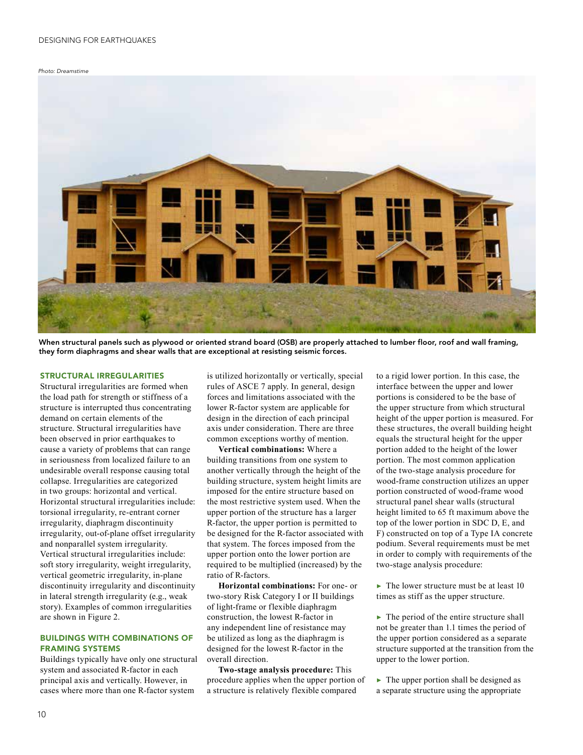Photo: Dreamstime

When structural panels such as plywood or oriented strand board (OSB) are properly attached to lumber floor, roof and wall framing, they form diaphragms and shear walls that are exceptional at resisting seismic forces.

## STRUCTURAL IRREGULARITIES

Structural irregularities are formed when the load path for strength or stiffness of a structure is interrupted thus concentrating demand on certain elements of the structure. Structural irregularities have been observed in prior earthquakes to cause a variety of problems that can range in seriousness from localized failure to an undesirable overall response causing total collapse. Irregularities are categorized in two groups: horizontal and vertical. Horizontal structural irregularities include: torsional irregularity, re-entrant corner irregularity, diaphragm discontinuity irregularity, out-of-plane offset irregularity and nonparallel system irregularity. Vertical structural irregularities include: soft story irregularity, weight irregularity, vertical geometric irregularity, in-plane discontinuity irregularity and discontinuity in lateral strength irregularity (e.g., weak story). Examples of common irregularities are shown in Figure 2.

## BUILDINGS WITH COMBINATIONS OF FRAMING SYSTEMS

Buildings typically have only one structural system and associated R-factor in each principal axis and vertically. However, in cases where more than one R-factor system is utilized horizontally or vertically, special rules of ASCE 7 apply. In general, design forces and limitations associated with the lower R-factor system are applicable for design in the direction of each principal axis under consideration. There are three common exceptions worthy of mention.

**Vertical combinations:** Where a building transitions from one system to another vertically through the height of the building structure, system height limits are imposed for the entire structure based on the most restrictive system used. When the upper portion of the structure has a larger R-factor, the upper portion is permitted to be designed for the R-factor associated with that system. The forces imposed from the upper portion onto the lower portion are required to be multiplied (increased) by the ratio of R-factors.

**Horizontal combinations:** For one- or two-story Risk Category I or II buildings of light-frame or flexible diaphragm construction, the lowest R-factor in any independent line of resistance may be utilized as long as the diaphragm is designed for the lowest R-factor in the overall direction.

**Two-stage analysis procedure:** This procedure applies when the upper portion of a structure is relatively flexible compared to a rigid lower portion. In this case, the interface between the upper and lower portions is considered to be the base of the upper structure from which structural height of the upper portion is measured. For these structures, the overall building height equals the structural height for the upper portion added to the height of the lower portion. The most common application of the two-stage analysis procedure for wood-frame construction utilizes an upper portion constructed of wood-frame wood structural panel shear walls (structural height limited to 65 ft maximum above the top of the lower portion in SDC D, E, and F) constructed on top of a Type IA concrete podium. Several requirements must be met in order to comply with requirements of the two-stage analysis procedure:

- The lower structure must be at least 10 times as stiff as the upper structure.
- The period of the entire structure shall not be greater than 1.1 times the period of the upper portion considered as a separate structure supported at the transition from the upper to the lower portion.
- The upper portion shall be designed as a separate structure using the appropriate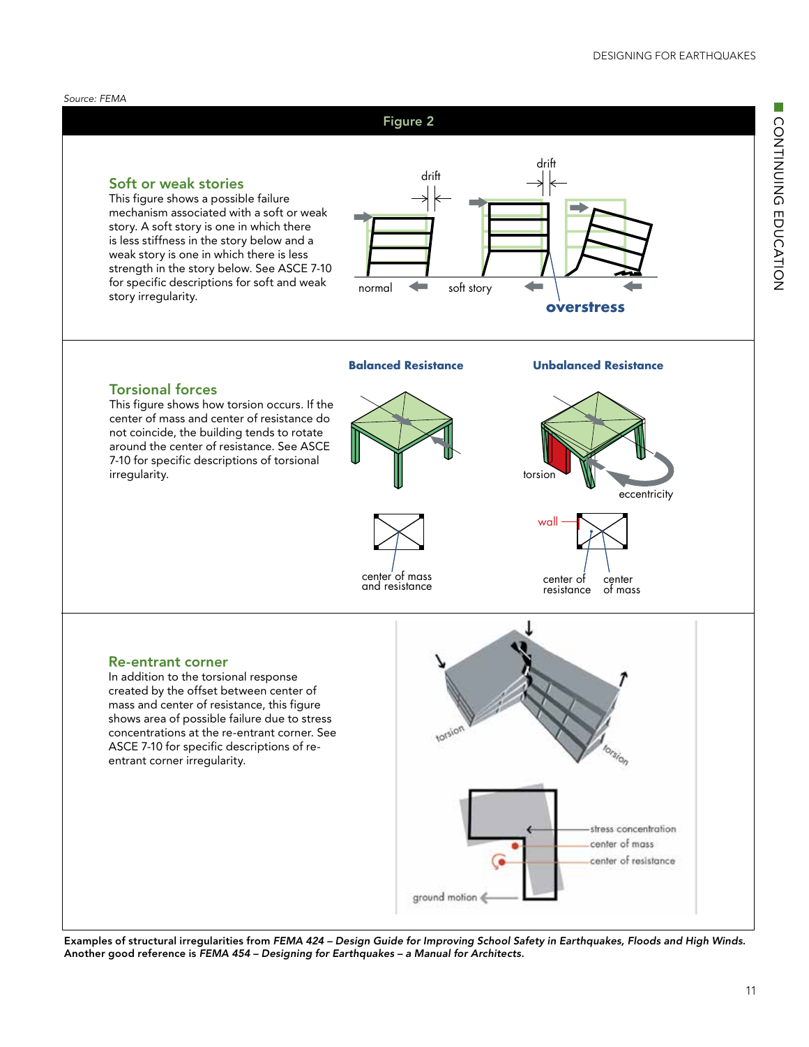Source: FEMA

## Figure 2

### Soft or weak stories

This figure shows a possible failure mechanism associated with a soft or weak story. A soft story is one in which there is less stiffness in the story below and a weak story is one in which there is less strength in the story below. See ASCE 7-10 for specific descriptions for soft and weak story irregularity.

drift

drift

normal

soft story

overstress

### Torsional forces

This figure shows how torsion occurs. If the center of mass and center of resistance do not coincide, the building tends to rotate around the center of resistance. See ASCE 7-10 for specific descriptions of torsional irregularity.

**Balanced Resistance**

**Unbalanced Resistance**

torsion

eccentricity

wall

center of mass and resistance

center of resistance

center of mass

### Re-entrant corner

In addition to the torsional response created by the offset between center of mass and center of resistance, this figure shows area of possible failure due to stress concentrations at the re-entrant corner. See ASCE 7-10 for specific descriptions of re-entrant corner irregularity.

torsion

torsion

stress concentration

center of mass

center of resistance

ground motion

**Examples of structural irregularities from *FEMA 424 – Design Guide for Improving School Safety in Earthquakes, Floods and High Winds.* Another good reference is *FEMA 454 – Designing for Earthquakes – a Manual for Architects.***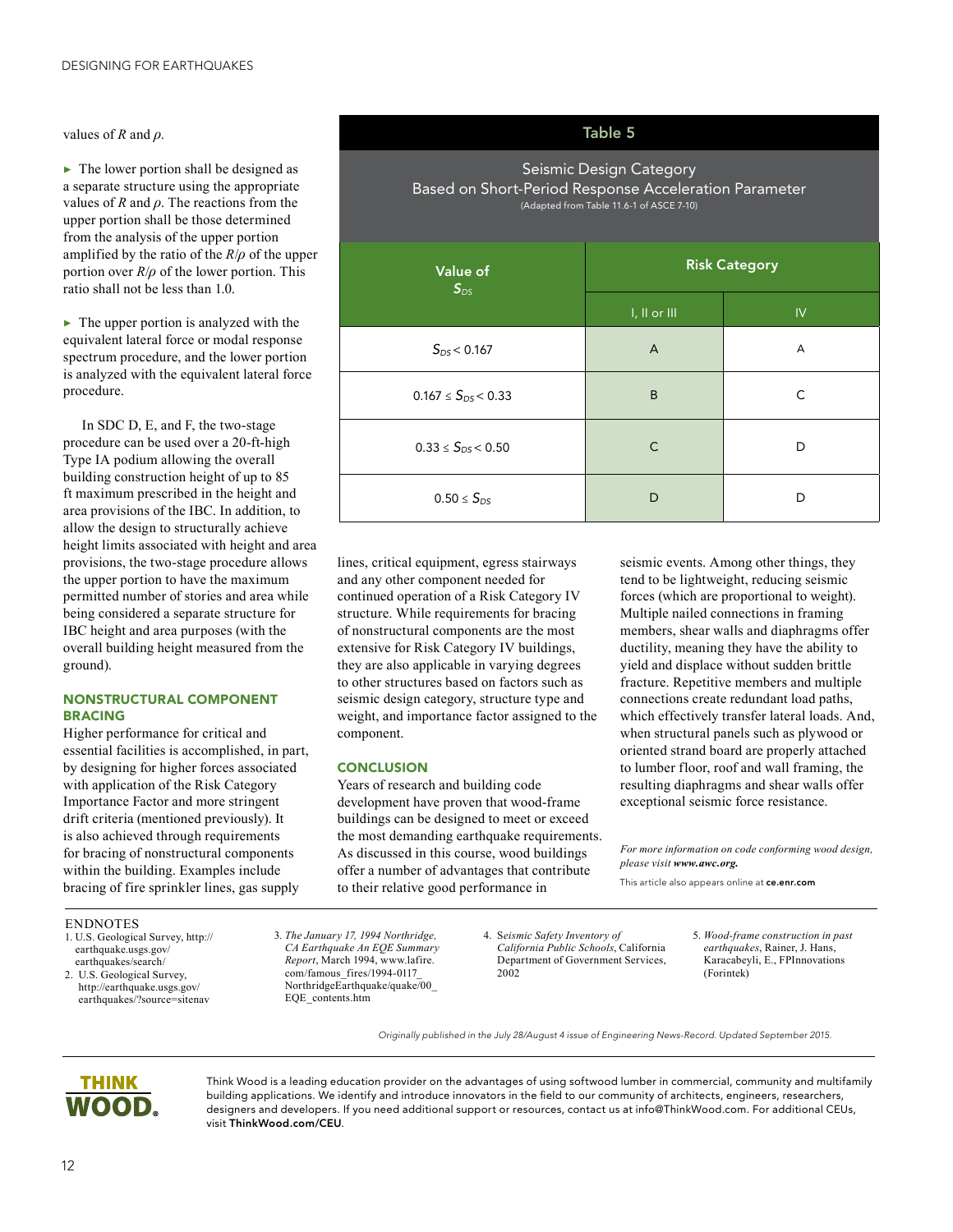values of $R$ and $\rho$.

- The lower portion shall be designed as a separate structure using the appropriate values of $R$ and $\rho$. The reactions from the upper portion shall be those determined from the analysis of the upper portion amplified by the ratio of the $R/\rho$ of the upper portion over $R/\rho$ of the lower portion. This ratio shall not be less than 1.0.

- The upper portion is analyzed with the equivalent lateral force or modal response spectrum procedure, and the lower portion is analyzed with the equivalent lateral force procedure.

In SDC D, E, and F, the two-stage procedure can be used over a 20-ft-high Type IA podium allowing the overall building construction height of up to 85 ft maximum prescribed in the height and area provisions of the IBC. In addition, to allow the design to structurally achieve height limits associated with height and area provisions, the two-stage procedure allows the upper portion to have the maximum permitted number of stories and area while being considered a separate structure for IBC height and area purposes (with the overall building height measured from the ground).

**Table 5**

Seismic Design Category
Based on Short-Period Response Acceleration Parameter
(Adapted from Table 11.6-1 of ASCE 7-10)

| Value of $S_{DS}$ | Risk Category | |
|---|---|---|
| | I, II or III | IV |
| $S_{DS} < 0.167$ | A | A |
| $0.167 \le S_{DS} < 0.33$ | B | C |
| $0.33 \le S_{DS} < 0.50$ | C | D |
| $0.50 \le S_{DS}$ | D | D |

## NONSTRUCTURAL COMPONENT BRACING

Higher performance for critical and essential facilities is accomplished, in part, by designing for higher forces associated with application of the Risk Category Importance Factor and more stringent drift criteria (mentioned previously). It is also achieved through requirements for bracing of nonstructural components within the building. Examples include bracing of fire sprinkler lines, gas supply lines, critical equipment, egress stairways and any other component needed for continued operation of a Risk Category IV structure. While requirements for bracing of nonstructural components are the most extensive for Risk Category IV buildings, they are also applicable in varying degrees to other structures based on factors such as seismic design category, structure type and weight, and importance factor assigned to the component.

## CONCLUSION

Years of research and building code development have proven that wood-frame buildings can be designed to meet or exceed the most demanding earthquake requirements. As discussed in this course, wood buildings offer a number of advantages that contribute to their relative good performance in seismic events. Among other things, they tend to be lightweight, reducing seismic forces (which are proportional to weight). Multiple nailed connections in framing members, shear walls and diaphragms offer ductility, meaning they have the ability to yield and displace without sudden brittle fracture. Repetitive members and multiple connections create redundant load paths, which effectively transfer lateral loads. And, when structural panels such as plywood or oriented strand board are properly attached to lumber floor, roof and wall framing, the resulting diaphragms and shear walls offer exceptional seismic force resistance.

*For more information on code conforming wood design, please visit **www.awc.org.***

This article also appears online at **ce.enr.com**

ENDNOTES

1. U.S. Geological Survey, http://earthquake.usgs.gov/earthquakes/search/
2. U.S. Geological Survey, http://earthquake.usgs.gov/earthquakes/?source=sitenav
3. *The January 17, 1994 Northridge, CA Earthquake An EQE Summary Report*, March 1994, www.lafire.com/famous_fires/1994-0117_NorthridgeEarthquake/quake/00_EQE_contents.htm
4. *Seismic Safety Inventory of California Public Schools*, California Department of Government Services, 2002
5. *Wood-frame construction in past earthquakes*, Rainer, J. Hans, Karacabeyli, E., FPInnovations (Forintek)

*Originally published in the July 28/August 4 issue of Engineering News-Record. Updated September 2015.*

THINK WOOD.

Think Wood is a leading education provider on the advantages of using softwood lumber in commercial, community and multifamily building applications. We identify and introduce innovators in the field to our community of architects, engineers, researchers, designers and developers. If you need additional support or resources, contact us at info@ThinkWood.com. For additional CEUs, visit **ThinkWood.com/CEU**.